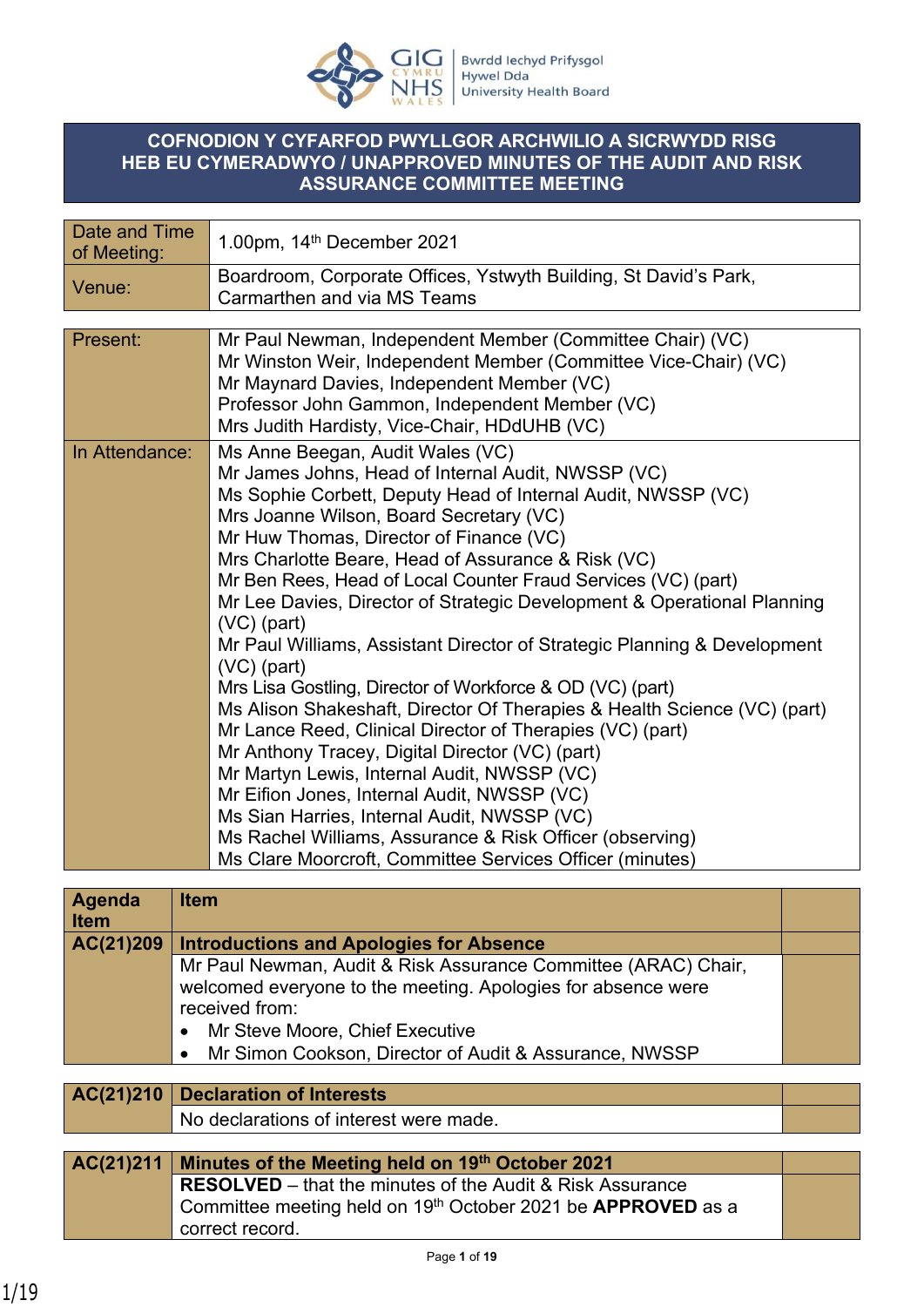Bwrdd Iechyd Prifysgol Hywel Dda University Health Board

# COFNODION Y CYFARFOD PWYLLGOR ARCHWILIO A SICRWYDD RISG HEB EU CYMERADWYO / UNAPPROVED MINUTES OF THE AUDIT AND RISK ASSURANCE COMMITTEE MEETING

| | |
|---|---|
| Date and Time of Meeting: | 1.00pm, 14th December 2021 |
| Venue: | Boardroom, Corporate Offices, Ystwyth Building, St David's Park, Carmarthen and via MS Teams |

| | |
|---|---|
| Present: | Mr Paul Newman, Independent Member (Committee Chair) (VC)<br>Mr Winston Weir, Independent Member (Committee Vice-Chair) (VC)<br>Mr Maynard Davies, Independent Member (VC)<br>Professor John Gammon, Independent Member (VC)<br>Mrs Judith Hardisty, Vice-Chair, HDdUHB (VC) |
| In Attendance: | Ms Anne Beegan, Audit Wales (VC)<br>Mr James Johns, Head of Internal Audit, NWSSP (VC)<br>Ms Sophie Corbett, Deputy Head of Internal Audit, NWSSP (VC)<br>Mrs Joanne Wilson, Board Secretary (VC)<br>Mr Huw Thomas, Director of Finance (VC)<br>Mrs Charlotte Beare, Head of Assurance & Risk (VC)<br>Mr Ben Rees, Head of Local Counter Fraud Services (VC) (part)<br>Mr Lee Davies, Director of Strategic Development & Operational Planning (VC) (part)<br>Mr Paul Williams, Assistant Director of Strategic Planning & Development (VC) (part)<br>Mrs Lisa Gostling, Director of Workforce & OD (VC) (part)<br>Ms Alison Shakeshaft, Director Of Therapies & Health Science (VC) (part)<br>Mr Lance Reed, Clinical Director of Therapies (VC) (part)<br>Mr Anthony Tracey, Digital Director (VC) (part)<br>Mr Martyn Lewis, Internal Audit, NWSSP (VC)<br>Mr Eifion Jones, Internal Audit, NWSSP (VC)<br>Ms Sian Harries, Internal Audit, NWSSP (VC)<br>Ms Rachel Williams, Assurance & Risk Officer (observing)<br>Ms Clare Moorcroft, Committee Services Officer (minutes) |

| Agenda Item | Item | |
|---|---|---|
| **AC(21)209** | **Introductions and Apologies for Absence** | |
| | Mr Paul Newman, Audit & Risk Assurance Committee (ARAC) Chair, welcomed everyone to the meeting. Apologies for absence were received from:<br>• Mr Steve Moore, Chief Executive<br>• Mr Simon Cookson, Director of Audit & Assurance, NWSSP | |

| | | |
|---|---|---|
| **AC(21)210** | **Declaration of Interests** | |
| | No declarations of interest were made. | |

| | | |
|---|---|---|
| **AC(21)211** | **Minutes of the Meeting held on 19th October 2021** | |
| | **RESOLVED** – that the minutes of the Audit & Risk Assurance Committee meeting held on 19th October 2021 be **APPROVED** as a correct record. | |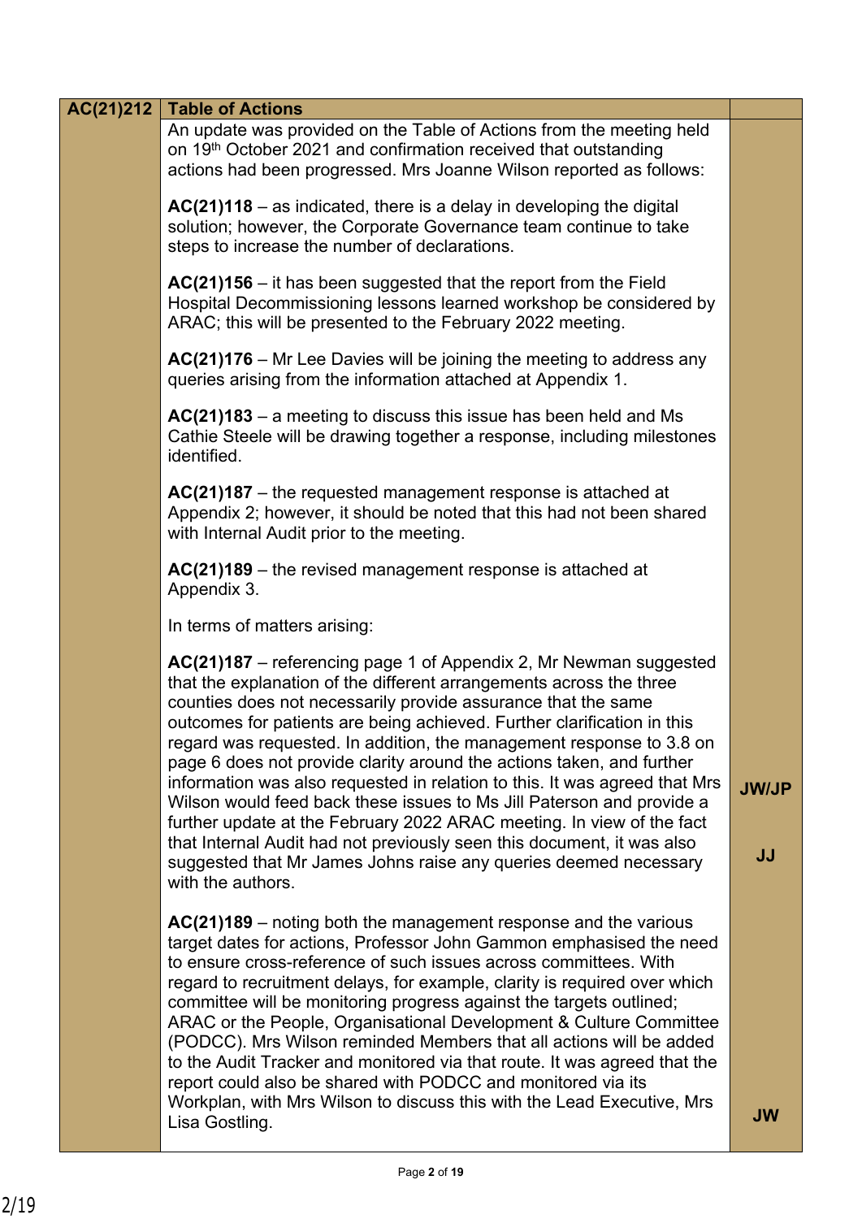| AC(21)212 | Table of Actions | |
|---|---|---|
| | An update was provided on the Table of Actions from the meeting held on 19th October 2021 and confirmation received that outstanding actions had been progressed. Mrs Joanne Wilson reported as follows:<br><br>**AC(21)118** – as indicated, there is a delay in developing the digital solution; however, the Corporate Governance team continue to take steps to increase the number of declarations.<br><br>**AC(21)156** – it has been suggested that the report from the Field Hospital Decommissioning lessons learned workshop be considered by ARAC; this will be presented to the February 2022 meeting.<br><br>**AC(21)176** – Mr Lee Davies will be joining the meeting to address any queries arising from the information attached at Appendix 1.<br><br>**AC(21)183** – a meeting to discuss this issue has been held and Ms Cathie Steele will be drawing together a response, including milestones identified.<br><br>**AC(21)187** – the requested management response is attached at Appendix 2; however, it should be noted that this had not been shared with Internal Audit prior to the meeting.<br><br>**AC(21)189** – the revised management response is attached at Appendix 3.<br><br>In terms of matters arising: | |
| | **AC(21)187** – referencing page 1 of Appendix 2, Mr Newman suggested that the explanation of the different arrangements across the three counties does not necessarily provide assurance that the same outcomes for patients are being achieved. Further clarification in this regard was requested. In addition, the management response to 3.8 on page 6 does not provide clarity around the actions taken, and further information was also requested in relation to this. It was agreed that Mrs Wilson would feed back these issues to Ms Jill Paterson and provide a further update at the February 2022 ARAC meeting. In view of the fact that Internal Audit had not previously seen this document, it was also suggested that Mr James Johns raise any queries deemed necessary with the authors. | **JW/JP**<br><br>**JJ** |
| | **AC(21)189** – noting both the management response and the various target dates for actions, Professor John Gammon emphasised the need to ensure cross-reference of such issues across committees. With regard to recruitment delays, for example, clarity is required over which committee will be monitoring progress against the targets outlined; ARAC or the People, Organisational Development & Culture Committee (PODCC). Mrs Wilson reminded Members that all actions will be added to the Audit Tracker and monitored via that route. It was agreed that the report could also be shared with PODCC and monitored via its Workplan, with Mrs Wilson to discuss this with the Lead Executive, Mrs Lisa Gostling. | **JW** |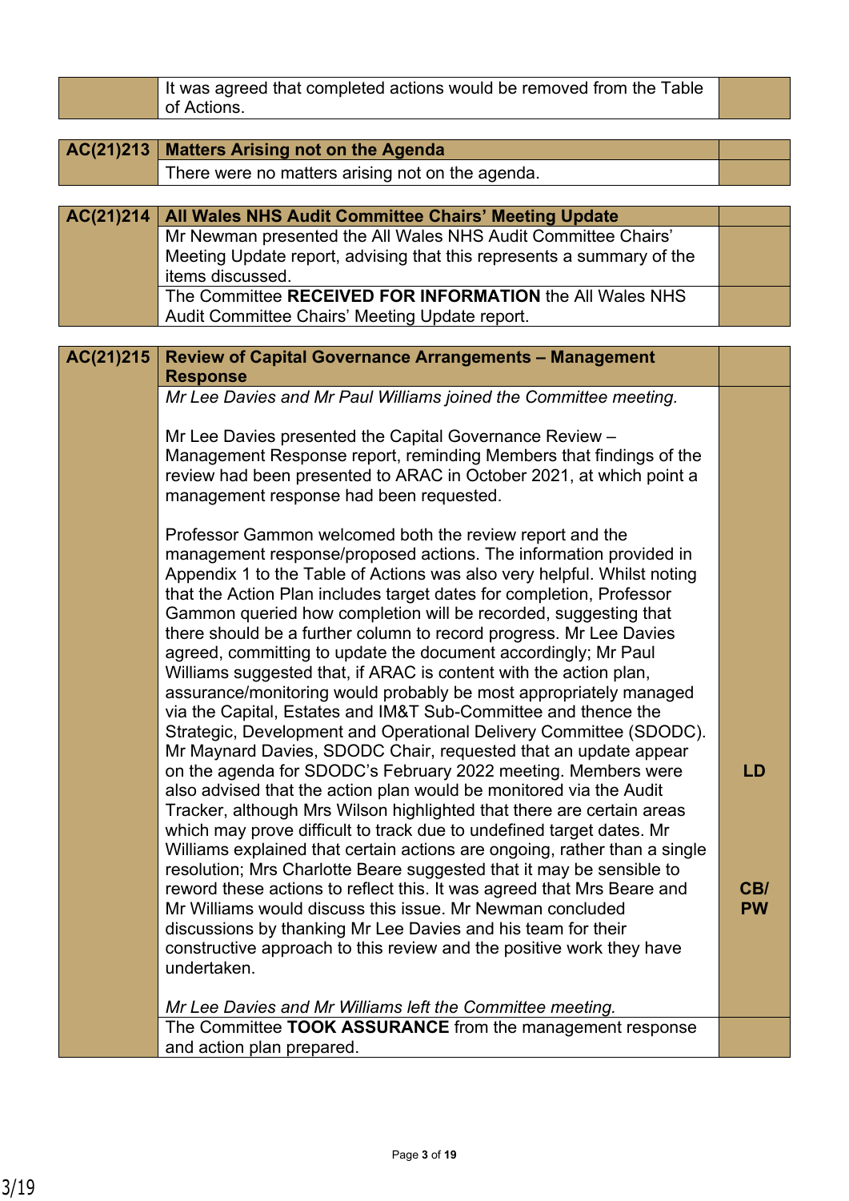| | It was agreed that completed actions would be removed from the Table of Actions. | |
|---|---|---|

| **AC(21)213** | **Matters Arising not on the Agenda** | |
|---|---|---|
| | There were no matters arising not on the agenda. | |

| **AC(21)214** | **All Wales NHS Audit Committee Chairs' Meeting Update** | |
|---|---|---|
| | Mr Newman presented the All Wales NHS Audit Committee Chairs' Meeting Update report, advising that this represents a summary of the items discussed. | |
| | The Committee **RECEIVED FOR INFORMATION** the All Wales NHS Audit Committee Chairs' Meeting Update report. | |

| **AC(21)215** | **Review of Capital Governance Arrangements – Management Response** | |
|---|---|---|
| | *Mr Lee Davies and Mr Paul Williams joined the Committee meeting.*<br><br>Mr Lee Davies presented the Capital Governance Review – Management Response report, reminding Members that findings of the review had been presented to ARAC in October 2021, at which point a management response had been requested.<br><br>Professor Gammon welcomed both the review report and the management response/proposed actions. The information provided in Appendix 1 to the Table of Actions was also very helpful. Whilst noting that the Action Plan includes target dates for completion, Professor Gammon queried how completion will be recorded, suggesting that there should be a further column to record progress. Mr Lee Davies agreed, committing to update the document accordingly; Mr Paul Williams suggested that, if ARAC is content with the action plan, assurance/monitoring would probably be most appropriately managed via the Capital, Estates and IM&T Sub-Committee and thence the Strategic, Development and Operational Delivery Committee (SDODC). Mr Maynard Davies, SDODC Chair, requested that an update appear on the agenda for SDODC's February 2022 meeting. Members were also advised that the action plan would be monitored via the Audit Tracker, although Mrs Wilson highlighted that there are certain areas which may prove difficult to track due to undefined target dates. Mr Williams explained that certain actions are ongoing, rather than a single resolution; Mrs Charlotte Beare suggested that it may be sensible to reword these actions to reflect this. It was agreed that Mrs Beare and Mr Williams would discuss this issue. Mr Newman concluded discussions by thanking Mr Lee Davies and his team for their constructive approach to this review and the positive work they have undertaken.<br><br>*Mr Lee Davies and Mr Williams left the Committee meeting.* | **LD**<br><br>**CB/ PW** |
| | The Committee **TOOK ASSURANCE** from the management response and action plan prepared. | |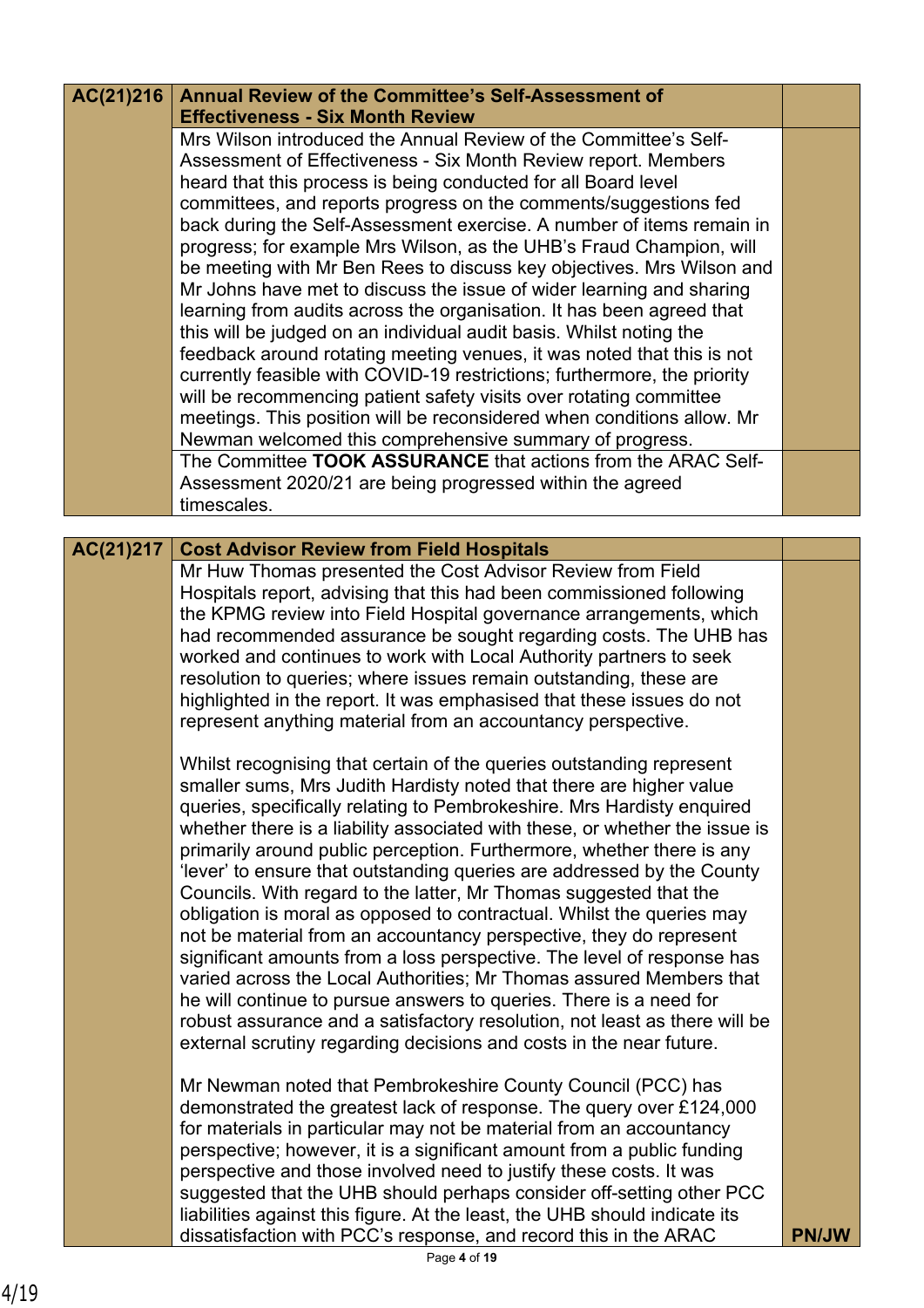| AC(21)216 | **Annual Review of the Committee's Self-Assessment of Effectiveness - Six Month Review** | |
|---|---|---|
| | Mrs Wilson introduced the Annual Review of the Committee's Self-Assessment of Effectiveness - Six Month Review report. Members heard that this process is being conducted for all Board level committees, and reports progress on the comments/suggestions fed back during the Self-Assessment exercise. A number of items remain in progress; for example Mrs Wilson, as the UHB's Fraud Champion, will be meeting with Mr Ben Rees to discuss key objectives. Mrs Wilson and Mr Johns have met to discuss the issue of wider learning and sharing learning from audits across the organisation. It has been agreed that this will be judged on an individual audit basis. Whilst noting the feedback around rotating meeting venues, it was noted that this is not currently feasible with COVID-19 restrictions; furthermore, the priority will be recommencing patient safety visits over rotating committee meetings. This position will be reconsidered when conditions allow. Mr Newman welcomed this comprehensive summary of progress. | |
| | The Committee **TOOK ASSURANCE** that actions from the ARAC Self-Assessment 2020/21 are being progressed within the agreed timescales. | |

| AC(21)217 | **Cost Advisor Review from Field Hospitals** | |
|---|---|---|
| | Mr Huw Thomas presented the Cost Advisor Review from Field Hospitals report, advising that this had been commissioned following the KPMG review into Field Hospital governance arrangements, which had recommended assurance be sought regarding costs. The UHB has worked and continues to work with Local Authority partners to seek resolution to queries; where issues remain outstanding, these are highlighted in the report. It was emphasised that these issues do not represent anything material from an accountancy perspective.<br><br>Whilst recognising that certain of the queries outstanding represent smaller sums, Mrs Judith Hardisty noted that there are higher value queries, specifically relating to Pembrokeshire. Mrs Hardisty enquired whether there is a liability associated with these, or whether the issue is primarily around public perception. Furthermore, whether there is any 'lever' to ensure that outstanding queries are addressed by the County Councils. With regard to the latter, Mr Thomas suggested that the obligation is moral as opposed to contractual. Whilst the queries may not be material from an accountancy perspective, they do represent significant amounts from a loss perspective. The level of response has varied across the Local Authorities; Mr Thomas assured Members that he will continue to pursue answers to queries. There is a need for robust assurance and a satisfactory resolution, not least as there will be external scrutiny regarding decisions and costs in the near future.<br><br>Mr Newman noted that Pembrokeshire County Council (PCC) has demonstrated the greatest lack of response. The query over £124,000 for materials in particular may not be material from an accountancy perspective; however, it is a significant amount from a public funding perspective and those involved need to justify these costs. It was suggested that the UHB should perhaps consider off-setting other PCC liabilities against this figure. At the least, the UHB should indicate its dissatisfaction with PCC's response, and record this in the ARAC | **PN/JW** |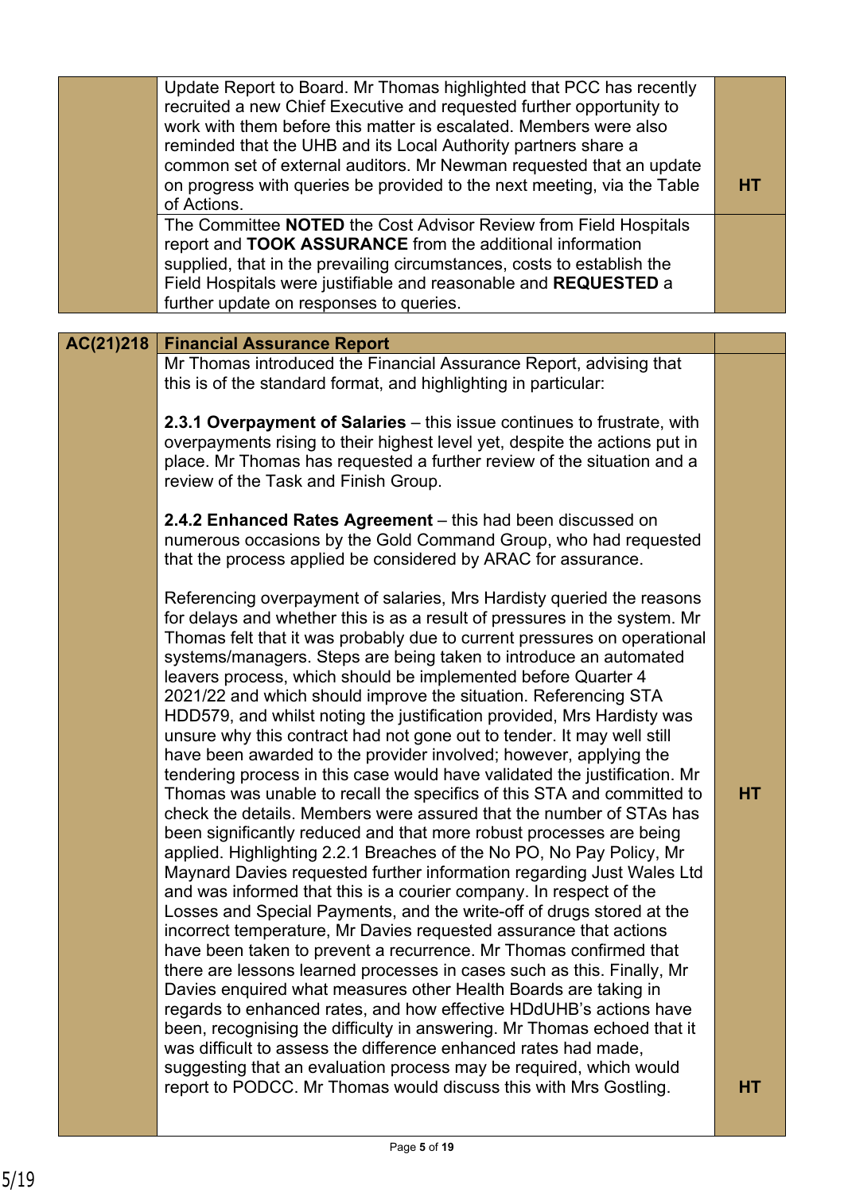| | | |
|---|---|---|
| | Update Report to Board. Mr Thomas highlighted that PCC has recently recruited a new Chief Executive and requested further opportunity to work with them before this matter is escalated. Members were also reminded that the UHB and its Local Authority partners share a common set of external auditors. Mr Newman requested that an update on progress with queries be provided to the next meeting, via the Table of Actions. | **HT** |
| | The Committee **NOTED** the Cost Advisor Review from Field Hospitals report and **TOOK ASSURANCE** from the additional information supplied, that in the prevailing circumstances, costs to establish the Field Hospitals were justifiable and reasonable and **REQUESTED** a further update on responses to queries. | |

| | | |
|---|---|---|
| **AC(21)218** | **Financial Assurance Report** | |
| | Mr Thomas introduced the Financial Assurance Report, advising that this is of the standard format, and highlighting in particular:<br><br>**2.3.1 Overpayment of Salaries** – this issue continues to frustrate, with overpayments rising to their highest level yet, despite the actions put in place. Mr Thomas has requested a further review of the situation and a review of the Task and Finish Group.<br><br>**2.4.2 Enhanced Rates Agreement** – this had been discussed on numerous occasions by the Gold Command Group, who had requested that the process applied be considered by ARAC for assurance.<br><br>Referencing overpayment of salaries, Mrs Hardisty queried the reasons for delays and whether this is as a result of pressures in the system. Mr Thomas felt that it was probably due to current pressures on operational systems/managers. Steps are being taken to introduce an automated leavers process, which should be implemented before Quarter 4 2021/22 and which should improve the situation. Referencing STA HDD579, and whilst noting the justification provided, Mrs Hardisty was unsure why this contract had not gone out to tender. It may well still have been awarded to the provider involved; however, applying the tendering process in this case would have validated the justification. Mr Thomas was unable to recall the specifics of this STA and committed to check the details. Members were assured that the number of STAs has been significantly reduced and that more robust processes are being applied. Highlighting 2.2.1 Breaches of the No PO, No Pay Policy, Mr Maynard Davies requested further information regarding Just Wales Ltd and was informed that this is a courier company. In respect of the Losses and Special Payments, and the write-off of drugs stored at the incorrect temperature, Mr Davies requested assurance that actions have been taken to prevent a recurrence. Mr Thomas confirmed that there are lessons learned processes in cases such as this. Finally, Mr Davies enquired what measures other Health Boards are taking in regards to enhanced rates, and how effective HDdUHB's actions have been, recognising the difficulty in answering. Mr Thomas echoed that it was difficult to assess the difference enhanced rates had made, suggesting that an evaluation process may be required, which would report to PODCC. Mr Thomas would discuss this with Mrs Gostling. | **HT**<br><br>**HT** |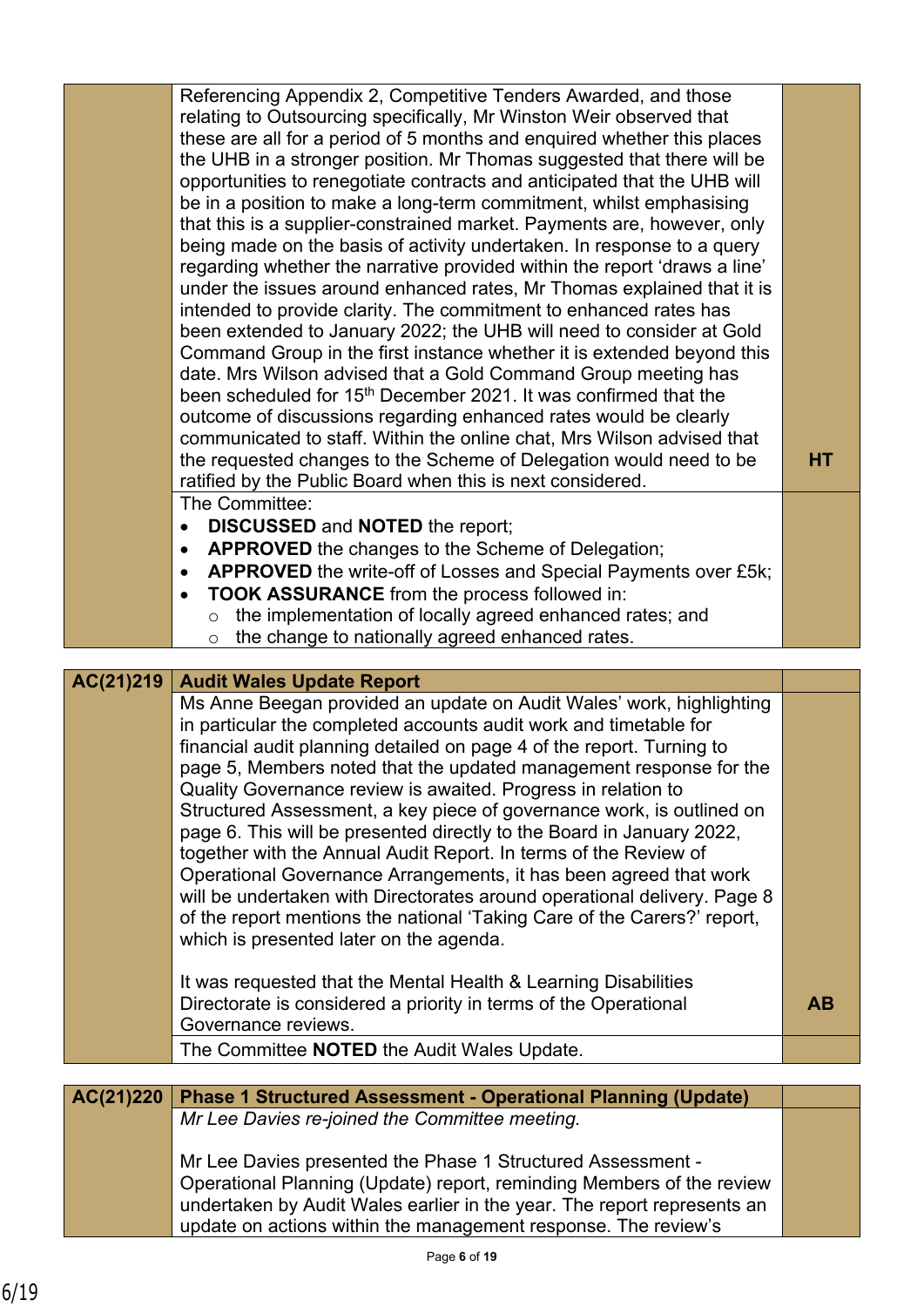| | | |
|---|---|---|
| | Referencing Appendix 2, Competitive Tenders Awarded, and those relating to Outsourcing specifically, Mr Winston Weir observed that these are all for a period of 5 months and enquired whether this places the UHB in a stronger position. Mr Thomas suggested that there will be opportunities to renegotiate contracts and anticipated that the UHB will be in a position to make a long-term commitment, whilst emphasising that this is a supplier-constrained market. Payments are, however, only being made on the basis of activity undertaken. In response to a query regarding whether the narrative provided within the report 'draws a line' under the issues around enhanced rates, Mr Thomas explained that it is intended to provide clarity. The commitment to enhanced rates has been extended to January 2022; the UHB will need to consider at Gold Command Group in the first instance whether it is extended beyond this date. Mrs Wilson advised that a Gold Command Group meeting has been scheduled for 15th December 2021. It was confirmed that the outcome of discussions regarding enhanced rates would be clearly communicated to staff. Within the online chat, Mrs Wilson advised that the requested changes to the Scheme of Delegation would need to be ratified by the Public Board when this is next considered. | HT |
| | The Committee:<br>• **DISCUSSED** and **NOTED** the report;<br>• **APPROVED** the changes to the Scheme of Delegation;<br>• **APPROVED** the write-off of Losses and Special Payments over £5k;<br>• **TOOK ASSURANCE** from the process followed in:<br>  ○ the implementation of locally agreed enhanced rates; and<br>  ○ the change to nationally agreed enhanced rates. | |

| | | |
|---|---|---|
| **AC(21)219** | **Audit Wales Update Report** | |
| | Ms Anne Beegan provided an update on Audit Wales' work, highlighting in particular the completed accounts audit work and timetable for financial audit planning detailed on page 4 of the report. Turning to page 5, Members noted that the updated management response for the Quality Governance review is awaited. Progress in relation to Structured Assessment, a key piece of governance work, is outlined on page 6. This will be presented directly to the Board in January 2022, together with the Annual Audit Report. In terms of the Review of Operational Governance Arrangements, it has been agreed that work will be undertaken with Directorates around operational delivery. Page 8 of the report mentions the national 'Taking Care of the Carers?' report, which is presented later on the agenda.<br><br>It was requested that the Mental Health & Learning Disabilities Directorate is considered a priority in terms of the Operational Governance reviews. | AB |
| | The Committee **NOTED** the Audit Wales Update. | |

| | | |
|---|---|---|
| **AC(21)220** | **Phase 1 Structured Assessment - Operational Planning (Update)** | |
| | *Mr Lee Davies re-joined the Committee meeting.*<br><br>Mr Lee Davies presented the Phase 1 Structured Assessment - Operational Planning (Update) report, reminding Members of the review undertaken by Audit Wales earlier in the year. The report represents an update on actions within the management response. The review's | |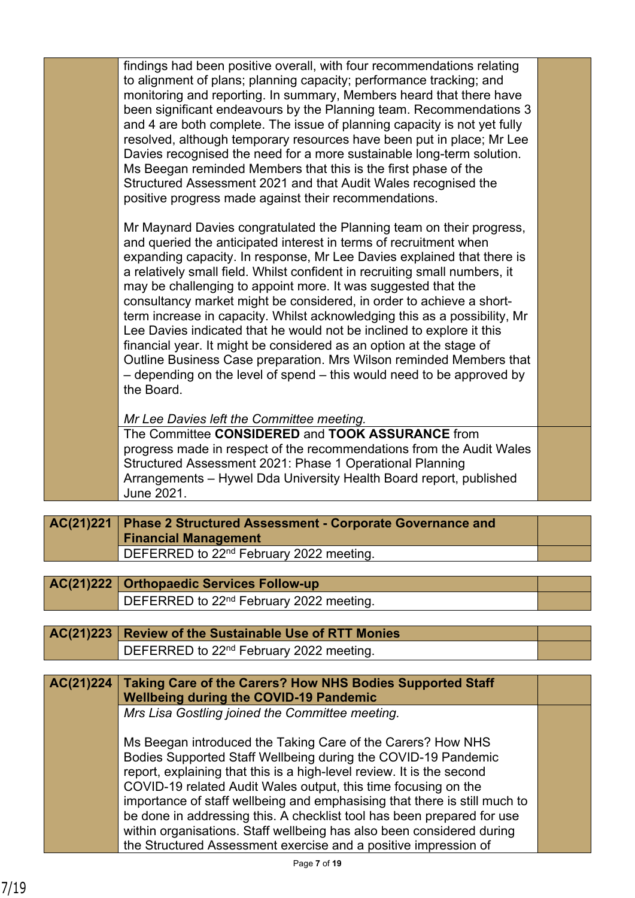| | | |
|---|---|---|
| | findings had been positive overall, with four recommendations relating to alignment of plans; planning capacity; performance tracking; and monitoring and reporting. In summary, Members heard that there have been significant endeavours by the Planning team. Recommendations 3 and 4 are both complete. The issue of planning capacity is not yet fully resolved, although temporary resources have been put in place; Mr Lee Davies recognised the need for a more sustainable long-term solution. Ms Beegan reminded Members that this is the first phase of the Structured Assessment 2021 and that Audit Wales recognised the positive progress made against their recommendations.<br><br>Mr Maynard Davies congratulated the Planning team on their progress, and queried the anticipated interest in terms of recruitment when expanding capacity. In response, Mr Lee Davies explained that there is a relatively small field. Whilst confident in recruiting small numbers, it may be challenging to appoint more. It was suggested that the consultancy market might be considered, in order to achieve a short-term increase in capacity. Whilst acknowledging this as a possibility, Mr Lee Davies indicated that he would not be inclined to explore it this financial year. It might be considered as an option at the stage of Outline Business Case preparation. Mrs Wilson reminded Members that – depending on the level of spend – this would need to be approved by the Board.<br><br>*Mr Lee Davies left the Committee meeting.* | |
| | The Committee **CONSIDERED** and **TOOK ASSURANCE** from progress made in respect of the recommendations from the Audit Wales Structured Assessment 2021: Phase 1 Operational Planning Arrangements – Hywel Dda University Health Board report, published June 2021. | |

| | | |
|---|---|---|
| **AC(21)221** | **Phase 2 Structured Assessment - Corporate Governance and Financial Management** | |
| | DEFERRED to 22nd February 2022 meeting. | |

| | | |
|---|---|---|
| **AC(21)222** | **Orthopaedic Services Follow-up** | |
| | DEFERRED to 22nd February 2022 meeting. | |

| | | |
|---|---|---|
| **AC(21)223** | **Review of the Sustainable Use of RTT Monies** | |
| | DEFERRED to 22nd February 2022 meeting. | |

| | | |
|---|---|---|
| **AC(21)224** | **Taking Care of the Carers? How NHS Bodies Supported Staff Wellbeing during the COVID-19 Pandemic** | |
| | *Mrs Lisa Gostling joined the Committee meeting.*<br><br>Ms Beegan introduced the Taking Care of the Carers? How NHS Bodies Supported Staff Wellbeing during the COVID-19 Pandemic report, explaining that this is a high-level review. It is the second COVID-19 related Audit Wales output, this time focusing on the importance of staff wellbeing and emphasising that there is still much to be done in addressing this. A checklist tool has been prepared for use within organisations. Staff wellbeing has also been considered during the Structured Assessment exercise and a positive impression of | |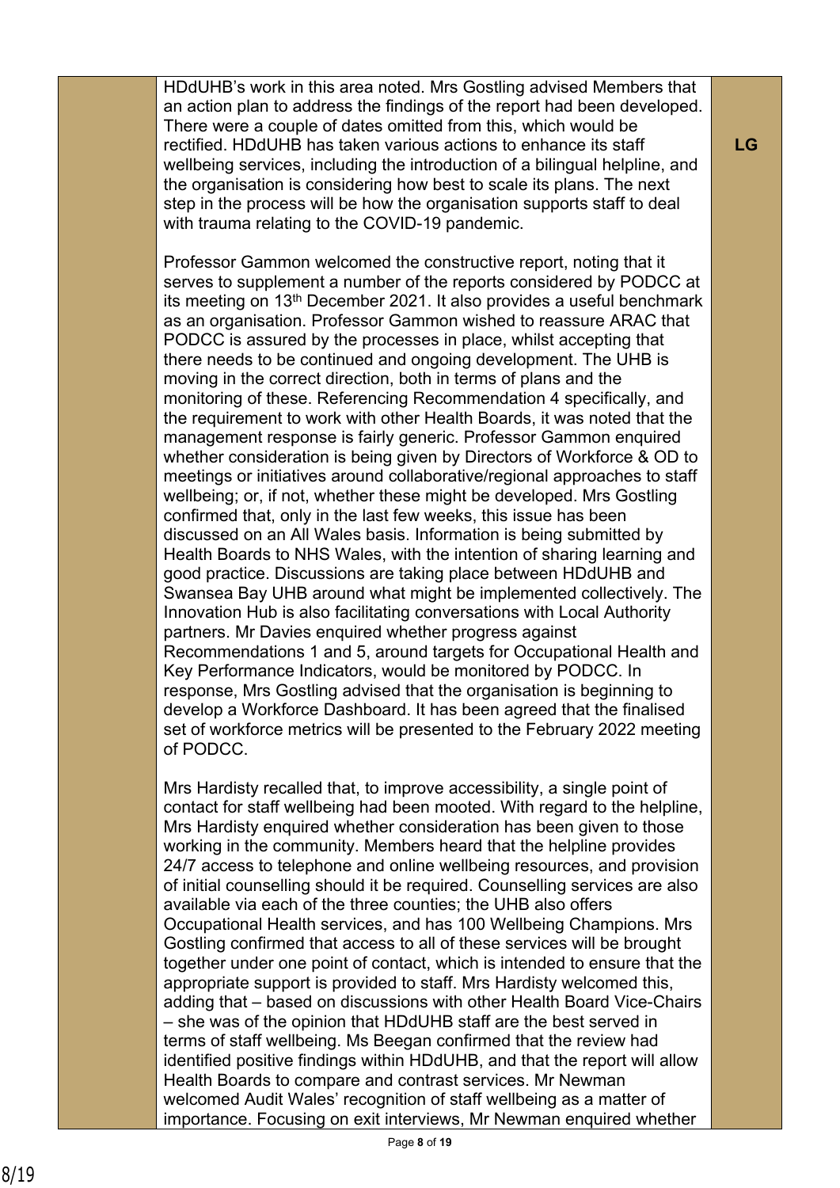| | | |
|---|---|---|
| | HDdUHB's work in this area noted. Mrs Gostling advised Members that an action plan to address the findings of the report had been developed. There were a couple of dates omitted from this, which would be rectified. HDdUHB has taken various actions to enhance its staff wellbeing services, including the introduction of a bilingual helpline, and the organisation is considering how best to scale its plans. The next step in the process will be how the organisation supports staff to deal with trauma relating to the COVID-19 pandemic.<br><br>Professor Gammon welcomed the constructive report, noting that it serves to supplement a number of the reports considered by PODCC at its meeting on 13th December 2021. It also provides a useful benchmark as an organisation. Professor Gammon wished to reassure ARAC that PODCC is assured by the processes in place, whilst accepting that there needs to be continued and ongoing development. The UHB is moving in the correct direction, both in terms of plans and the monitoring of these. Referencing Recommendation 4 specifically, and the requirement to work with other Health Boards, it was noted that the management response is fairly generic. Professor Gammon enquired whether consideration is being given by Directors of Workforce & OD to meetings or initiatives around collaborative/regional approaches to staff wellbeing; or, if not, whether these might be developed. Mrs Gostling confirmed that, only in the last few weeks, this issue has been discussed on an All Wales basis. Information is being submitted by Health Boards to NHS Wales, with the intention of sharing learning and good practice. Discussions are taking place between HDdUHB and Swansea Bay UHB around what might be implemented collectively. The Innovation Hub is also facilitating conversations with Local Authority partners. Mr Davies enquired whether progress against Recommendations 1 and 5, around targets for Occupational Health and Key Performance Indicators, would be monitored by PODCC. In response, Mrs Gostling advised that the organisation is beginning to develop a Workforce Dashboard. It has been agreed that the finalised set of workforce metrics will be presented to the February 2022 meeting of PODCC.<br><br>Mrs Hardisty recalled that, to improve accessibility, a single point of contact for staff wellbeing had been mooted. With regard to the helpline, Mrs Hardisty enquired whether consideration has been given to those working in the community. Members heard that the helpline provides 24/7 access to telephone and online wellbeing resources, and provision of initial counselling should it be required. Counselling services are also available via each of the three counties; the UHB also offers Occupational Health services, and has 100 Wellbeing Champions. Mrs Gostling confirmed that access to all of these services will be brought together under one point of contact, which is intended to ensure that the appropriate support is provided to staff. Mrs Hardisty welcomed this, adding that – based on discussions with other Health Board Vice-Chairs – she was of the opinion that HDdUHB staff are the best served in terms of staff wellbeing. Ms Beegan confirmed that the review had identified positive findings within HDdUHB, and that the report will allow Health Boards to compare and contrast services. Mr Newman welcomed Audit Wales' recognition of staff wellbeing as a matter of importance. Focusing on exit interviews, Mr Newman enquired whether | **LG** |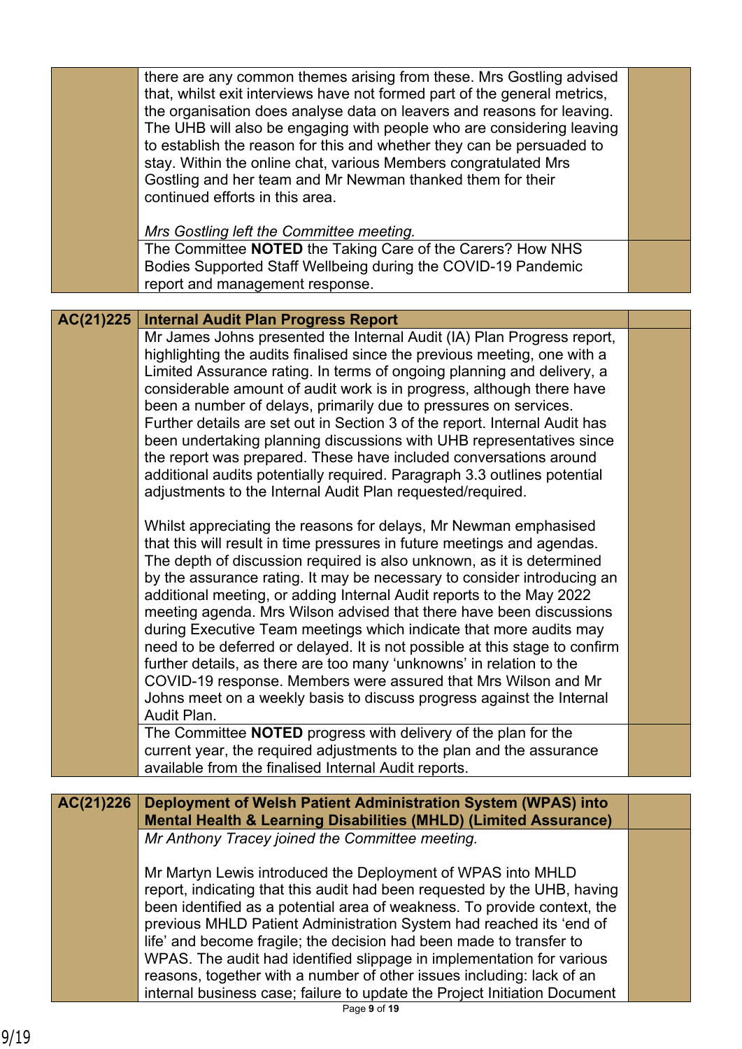| | | |
|---|---|---|
| | there are any common themes arising from these. Mrs Gostling advised that, whilst exit interviews have not formed part of the general metrics, the organisation does analyse data on leavers and reasons for leaving. The UHB will also be engaging with people who are considering leaving to establish the reason for this and whether they can be persuaded to stay. Within the online chat, various Members congratulated Mrs Gostling and her team and Mr Newman thanked them for their continued efforts in this area.<br><br>*Mrs Gostling left the Committee meeting.* | |
| | The Committee **NOTED** the Taking Care of the Carers? How NHS Bodies Supported Staff Wellbeing during the COVID-19 Pandemic report and management response. | |

| | | |
|---|---|---|
| **AC(21)225** | **Internal Audit Plan Progress Report** | |
| | Mr James Johns presented the Internal Audit (IA) Plan Progress report, highlighting the audits finalised since the previous meeting, one with a Limited Assurance rating. In terms of ongoing planning and delivery, a considerable amount of audit work is in progress, although there have been a number of delays, primarily due to pressures on services. Further details are set out in Section 3 of the report. Internal Audit has been undertaking planning discussions with UHB representatives since the report was prepared. These have included conversations around additional audits potentially required. Paragraph 3.3 outlines potential adjustments to the Internal Audit Plan requested/required.<br><br>Whilst appreciating the reasons for delays, Mr Newman emphasised that this will result in time pressures in future meetings and agendas. The depth of discussion required is also unknown, as it is determined by the assurance rating. It may be necessary to consider introducing an additional meeting, or adding Internal Audit reports to the May 2022 meeting agenda. Mrs Wilson advised that there have been discussions during Executive Team meetings which indicate that more audits may need to be deferred or delayed. It is not possible at this stage to confirm further details, as there are too many 'unknowns' in relation to the COVID-19 response. Members were assured that Mrs Wilson and Mr Johns meet on a weekly basis to discuss progress against the Internal Audit Plan. | |
| | The Committee **NOTED** progress with delivery of the plan for the current year, the required adjustments to the plan and the assurance available from the finalised Internal Audit reports. | |

| | | |
|---|---|---|
| **AC(21)226** | **Deployment of Welsh Patient Administration System (WPAS) into Mental Health & Learning Disabilities (MHLD) (Limited Assurance)** | |
| | *Mr Anthony Tracey joined the Committee meeting.*<br><br>Mr Martyn Lewis introduced the Deployment of WPAS into MHLD report, indicating that this audit had been requested by the UHB, having been identified as a potential area of weakness. To provide context, the previous MHLD Patient Administration System had reached its 'end of life' and become fragile; the decision had been made to transfer to WPAS. The audit had identified slippage in implementation for various reasons, together with a number of other issues including: lack of an internal business case; failure to update the Project Initiation Document | |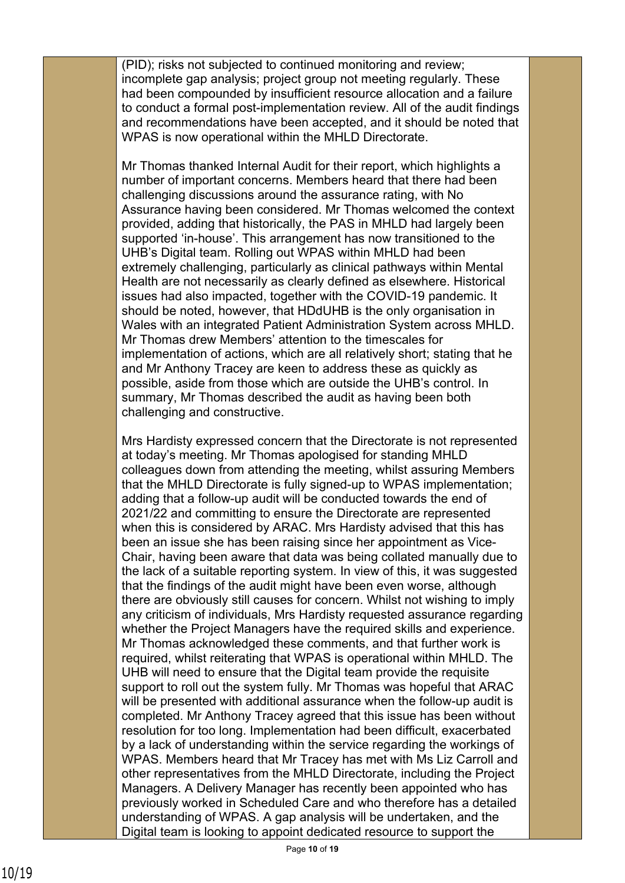(PID); risks not subjected to continued monitoring and review; incomplete gap analysis; project group not meeting regularly. These had been compounded by insufficient resource allocation and a failure to conduct a formal post-implementation review. All of the audit findings and recommendations have been accepted, and it should be noted that WPAS is now operational within the MHLD Directorate.

Mr Thomas thanked Internal Audit for their report, which highlights a number of important concerns. Members heard that there had been challenging discussions around the assurance rating, with No Assurance having been considered. Mr Thomas welcomed the context provided, adding that historically, the PAS in MHLD had largely been supported 'in-house'. This arrangement has now transitioned to the UHB's Digital team. Rolling out WPAS within MHLD had been extremely challenging, particularly as clinical pathways within Mental Health are not necessarily as clearly defined as elsewhere. Historical issues had also impacted, together with the COVID-19 pandemic. It should be noted, however, that HDdUHB is the only organisation in Wales with an integrated Patient Administration System across MHLD. Mr Thomas drew Members' attention to the timescales for implementation of actions, which are all relatively short; stating that he and Mr Anthony Tracey are keen to address these as quickly as possible, aside from those which are outside the UHB's control. In summary, Mr Thomas described the audit as having been both challenging and constructive.

Mrs Hardisty expressed concern that the Directorate is not represented at today's meeting. Mr Thomas apologised for standing MHLD colleagues down from attending the meeting, whilst assuring Members that the MHLD Directorate is fully signed-up to WPAS implementation; adding that a follow-up audit will be conducted towards the end of 2021/22 and committing to ensure the Directorate are represented when this is considered by ARAC. Mrs Hardisty advised that this has been an issue she has been raising since her appointment as Vice-Chair, having been aware that data was being collated manually due to the lack of a suitable reporting system. In view of this, it was suggested that the findings of the audit might have been even worse, although there are obviously still causes for concern. Whilst not wishing to imply any criticism of individuals, Mrs Hardisty requested assurance regarding whether the Project Managers have the required skills and experience. Mr Thomas acknowledged these comments, and that further work is required, whilst reiterating that WPAS is operational within MHLD. The UHB will need to ensure that the Digital team provide the requisite support to roll out the system fully. Mr Thomas was hopeful that ARAC will be presented with additional assurance when the follow-up audit is completed. Mr Anthony Tracey agreed that this issue has been without resolution for too long. Implementation had been difficult, exacerbated by a lack of understanding within the service regarding the workings of WPAS. Members heard that Mr Tracey has met with Ms Liz Carroll and other representatives from the MHLD Directorate, including the Project Managers. A Delivery Manager has recently been appointed who has previously worked in Scheduled Care and who therefore has a detailed understanding of WPAS. A gap analysis will be undertaken, and the Digital team is looking to appoint dedicated resource to support the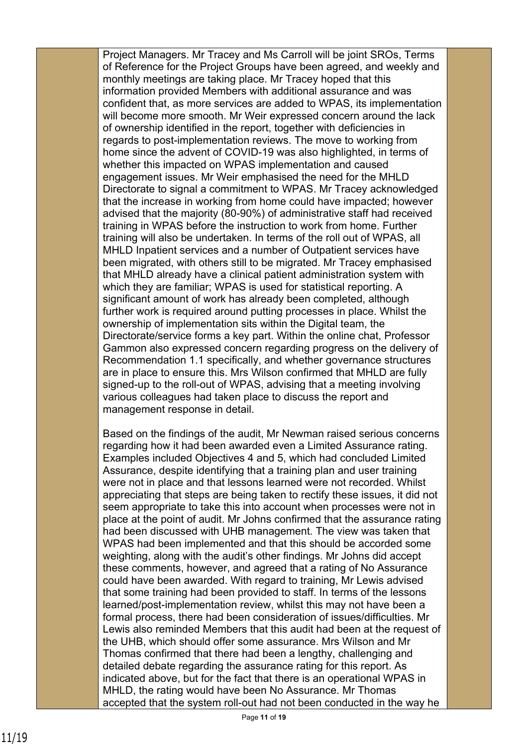Project Managers. Mr Tracey and Ms Carroll will be joint SROs, Terms of Reference for the Project Groups have been agreed, and weekly and monthly meetings are taking place. Mr Tracey hoped that this information provided Members with additional assurance and was confident that, as more services are added to WPAS, its implementation will become more smooth. Mr Weir expressed concern around the lack of ownership identified in the report, together with deficiencies in regards to post-implementation reviews. The move to working from home since the advent of COVID-19 was also highlighted, in terms of whether this impacted on WPAS implementation and caused engagement issues. Mr Weir emphasised the need for the MHLD Directorate to signal a commitment to WPAS. Mr Tracey acknowledged that the increase in working from home could have impacted; however advised that the majority (80-90%) of administrative staff had received training in WPAS before the instruction to work from home. Further training will also be undertaken. In terms of the roll out of WPAS, all MHLD Inpatient services and a number of Outpatient services have been migrated, with others still to be migrated. Mr Tracey emphasised that MHLD already have a clinical patient administration system with which they are familiar; WPAS is used for statistical reporting. A significant amount of work has already been completed, although further work is required around putting processes in place. Whilst the ownership of implementation sits within the Digital team, the Directorate/service forms a key part. Within the online chat, Professor Gammon also expressed concern regarding progress on the delivery of Recommendation 1.1 specifically, and whether governance structures are in place to ensure this. Mrs Wilson confirmed that MHLD are fully signed-up to the roll-out of WPAS, advising that a meeting involving various colleagues had taken place to discuss the report and management response in detail.

Based on the findings of the audit, Mr Newman raised serious concerns regarding how it had been awarded even a Limited Assurance rating. Examples included Objectives 4 and 5, which had concluded Limited Assurance, despite identifying that a training plan and user training were not in place and that lessons learned were not recorded. Whilst appreciating that steps are being taken to rectify these issues, it did not seem appropriate to take this into account when processes were not in place at the point of audit. Mr Johns confirmed that the assurance rating had been discussed with UHB management. The view was taken that WPAS had been implemented and that this should be accorded some weighting, along with the audit's other findings. Mr Johns did accept these comments, however, and agreed that a rating of No Assurance could have been awarded. With regard to training, Mr Lewis advised that some training had been provided to staff. In terms of the lessons learned/post-implementation review, whilst this may not have been a formal process, there had been consideration of issues/difficulties. Mr Lewis also reminded Members that this audit had been at the request of the UHB, which should offer some assurance. Mrs Wilson and Mr Thomas confirmed that there had been a lengthy, challenging and detailed debate regarding the assurance rating for this report. As indicated above, but for the fact that there is an operational WPAS in MHLD, the rating would have been No Assurance. Mr Thomas accepted that the system roll-out had not been conducted in the way he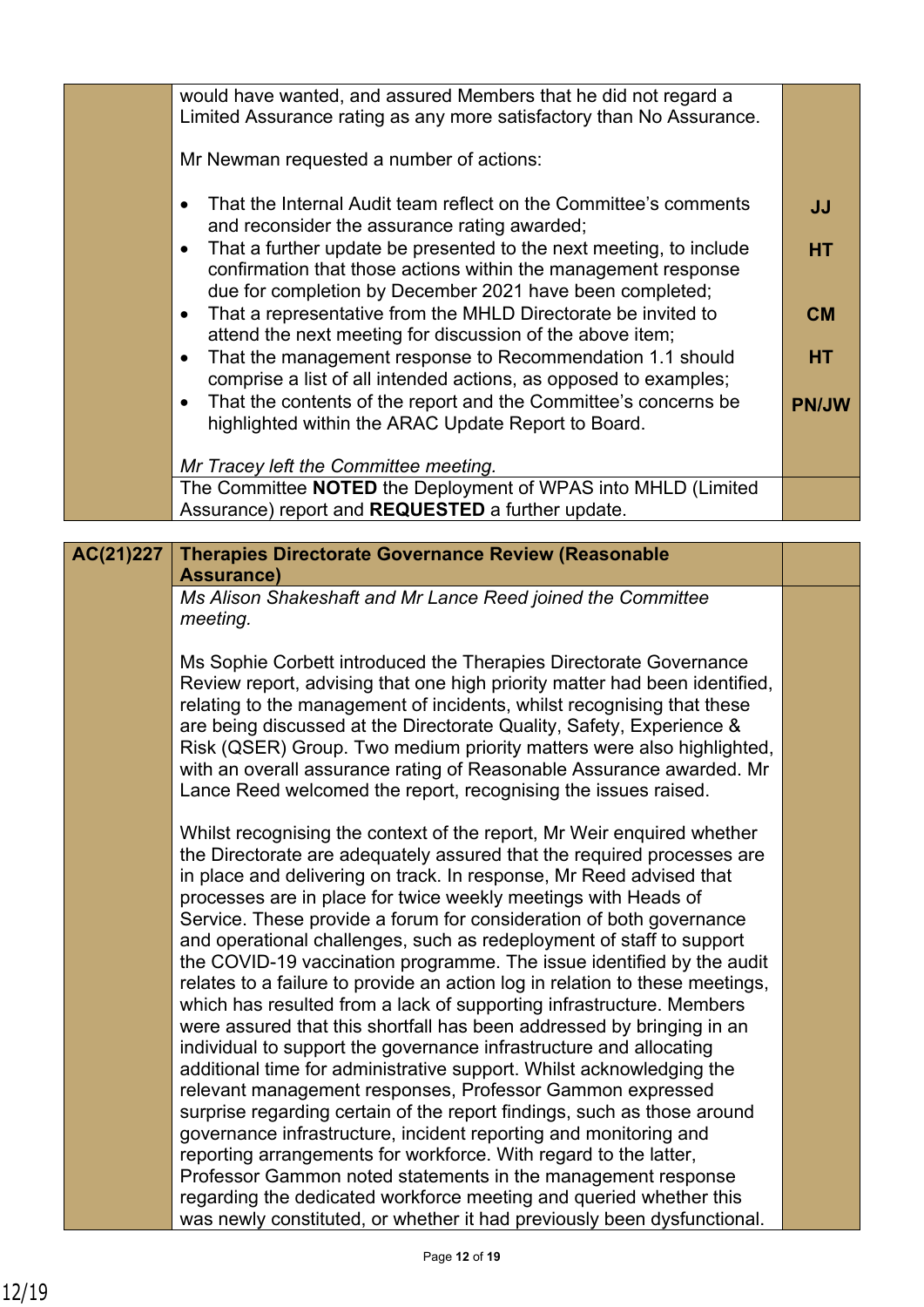| | | |
|---|---|---|
| | would have wanted, and assured Members that he did not regard a Limited Assurance rating as any more satisfactory than No Assurance.<br><br>Mr Newman requested a number of actions:<br><br>• That the Internal Audit team reflect on the Committee's comments and reconsider the assurance rating awarded;<br>• That a further update be presented to the next meeting, to include confirmation that those actions within the management response due for completion by December 2021 have been completed;<br>• That a representative from the MHLD Directorate be invited to attend the next meeting for discussion of the above item;<br>• That the management response to Recommendation 1.1 should comprise a list of all intended actions, as opposed to examples;<br>• That the contents of the report and the Committee's concerns be highlighted within the ARAC Update Report to Board.<br><br>*Mr Tracey left the Committee meeting.* | **JJ**<br><br>**HT**<br><br>**CM**<br><br>**HT**<br><br>**PN/JW** |
| | The Committee **NOTED** the Deployment of WPAS into MHLD (Limited Assurance) report and **REQUESTED** a further update. | |

| | | |
|---|---|---|
| **AC(21)227** | **Therapies Directorate Governance Review (Reasonable Assurance)** | |
| | *Ms Alison Shakeshaft and Mr Lance Reed joined the Committee meeting.*<br><br>Ms Sophie Corbett introduced the Therapies Directorate Governance Review report, advising that one high priority matter had been identified, relating to the management of incidents, whilst recognising that these are being discussed at the Directorate Quality, Safety, Experience & Risk (QSER) Group. Two medium priority matters were also highlighted, with an overall assurance rating of Reasonable Assurance awarded. Mr Lance Reed welcomed the report, recognising the issues raised.<br><br>Whilst recognising the context of the report, Mr Weir enquired whether the Directorate are adequately assured that the required processes are in place and delivering on track. In response, Mr Reed advised that processes are in place for twice weekly meetings with Heads of Service. These provide a forum for consideration of both governance and operational challenges, such as redeployment of staff to support the COVID-19 vaccination programme. The issue identified by the audit relates to a failure to provide an action log in relation to these meetings, which has resulted from a lack of supporting infrastructure. Members were assured that this shortfall has been addressed by bringing in an individual to support the governance infrastructure and allocating additional time for administrative support. Whilst acknowledging the relevant management responses, Professor Gammon expressed surprise regarding certain of the report findings, such as those around governance infrastructure, incident reporting and monitoring and reporting arrangements for workforce. With regard to the latter, Professor Gammon noted statements in the management response regarding the dedicated workforce meeting and queried whether this was newly constituted, or whether it had previously been dysfunctional. | |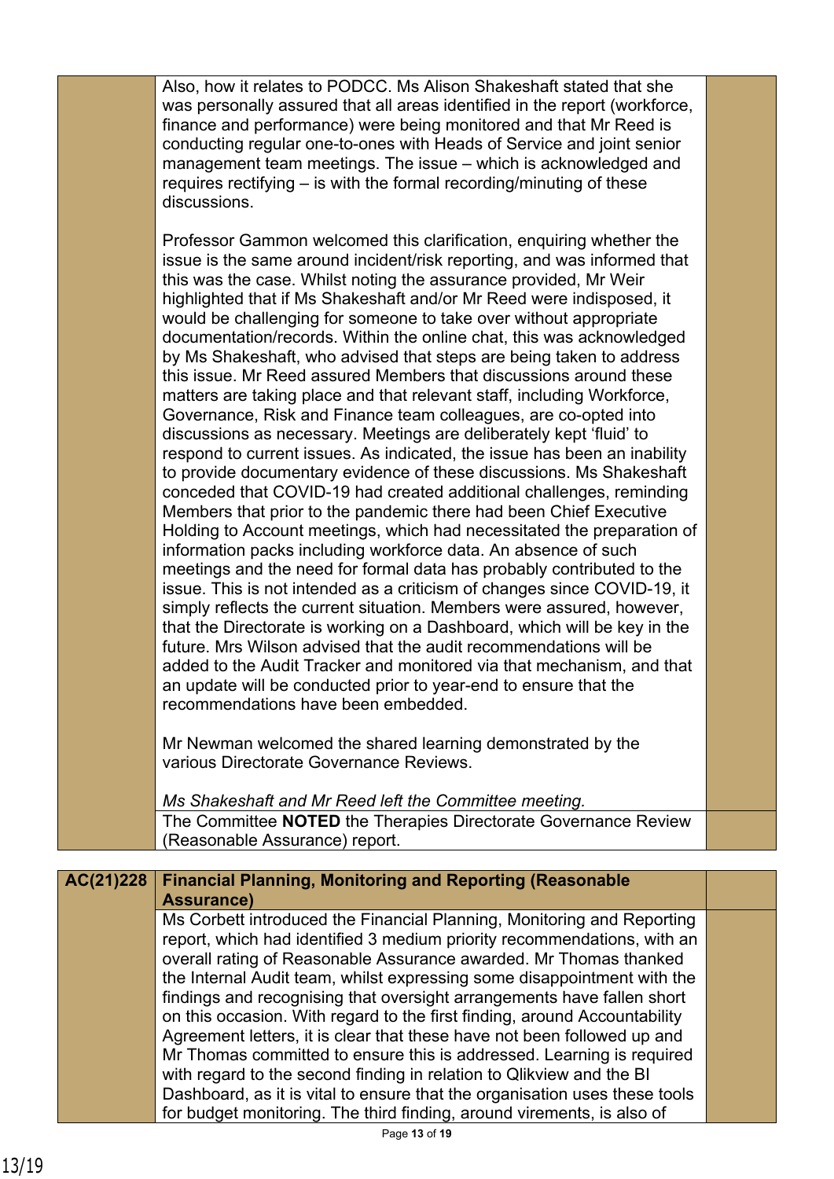| | | |
|---|---|---|
| | Also, how it relates to PODCC. Ms Alison Shakeshaft stated that she was personally assured that all areas identified in the report (workforce, finance and performance) were being monitored and that Mr Reed is conducting regular one-to-ones with Heads of Service and joint senior management team meetings. The issue – which is acknowledged and requires rectifying – is with the formal recording/minuting of these discussions.<br><br>Professor Gammon welcomed this clarification, enquiring whether the issue is the same around incident/risk reporting, and was informed that this was the case. Whilst noting the assurance provided, Mr Weir highlighted that if Ms Shakeshaft and/or Mr Reed were indisposed, it would be challenging for someone to take over without appropriate documentation/records. Within the online chat, this was acknowledged by Ms Shakeshaft, who advised that steps are being taken to address this issue. Mr Reed assured Members that discussions around these matters are taking place and that relevant staff, including Workforce, Governance, Risk and Finance team colleagues, are co-opted into discussions as necessary. Meetings are deliberately kept 'fluid' to respond to current issues. As indicated, the issue has been an inability to provide documentary evidence of these discussions. Ms Shakeshaft conceded that COVID-19 had created additional challenges, reminding Members that prior to the pandemic there had been Chief Executive Holding to Account meetings, which had necessitated the preparation of information packs including workforce data. An absence of such meetings and the need for formal data has probably contributed to the issue. This is not intended as a criticism of changes since COVID-19, it simply reflects the current situation. Members were assured, however, that the Directorate is working on a Dashboard, which will be key in the future. Mrs Wilson advised that the audit recommendations will be added to the Audit Tracker and monitored via that mechanism, and that an update will be conducted prior to year-end to ensure that the recommendations have been embedded.<br><br>Mr Newman welcomed the shared learning demonstrated by the various Directorate Governance Reviews.<br><br>*Ms Shakeshaft and Mr Reed left the Committee meeting.* | |
| | The Committee **NOTED** the Therapies Directorate Governance Review (Reasonable Assurance) report. | |

| | | |
|---|---|---|
| **AC(21)228** | **Financial Planning, Monitoring and Reporting (Reasonable Assurance)** | |
| | Ms Corbett introduced the Financial Planning, Monitoring and Reporting report, which had identified 3 medium priority recommendations, with an overall rating of Reasonable Assurance awarded. Mr Thomas thanked the Internal Audit team, whilst expressing some disappointment with the findings and recognising that oversight arrangements have fallen short on this occasion. With regard to the first finding, around Accountability Agreement letters, it is clear that these have not been followed up and Mr Thomas committed to ensure this is addressed. Learning is required with regard to the second finding in relation to Qlikview and the BI Dashboard, as it is vital to ensure that the organisation uses these tools for budget monitoring. The third finding, around virements, is also of | |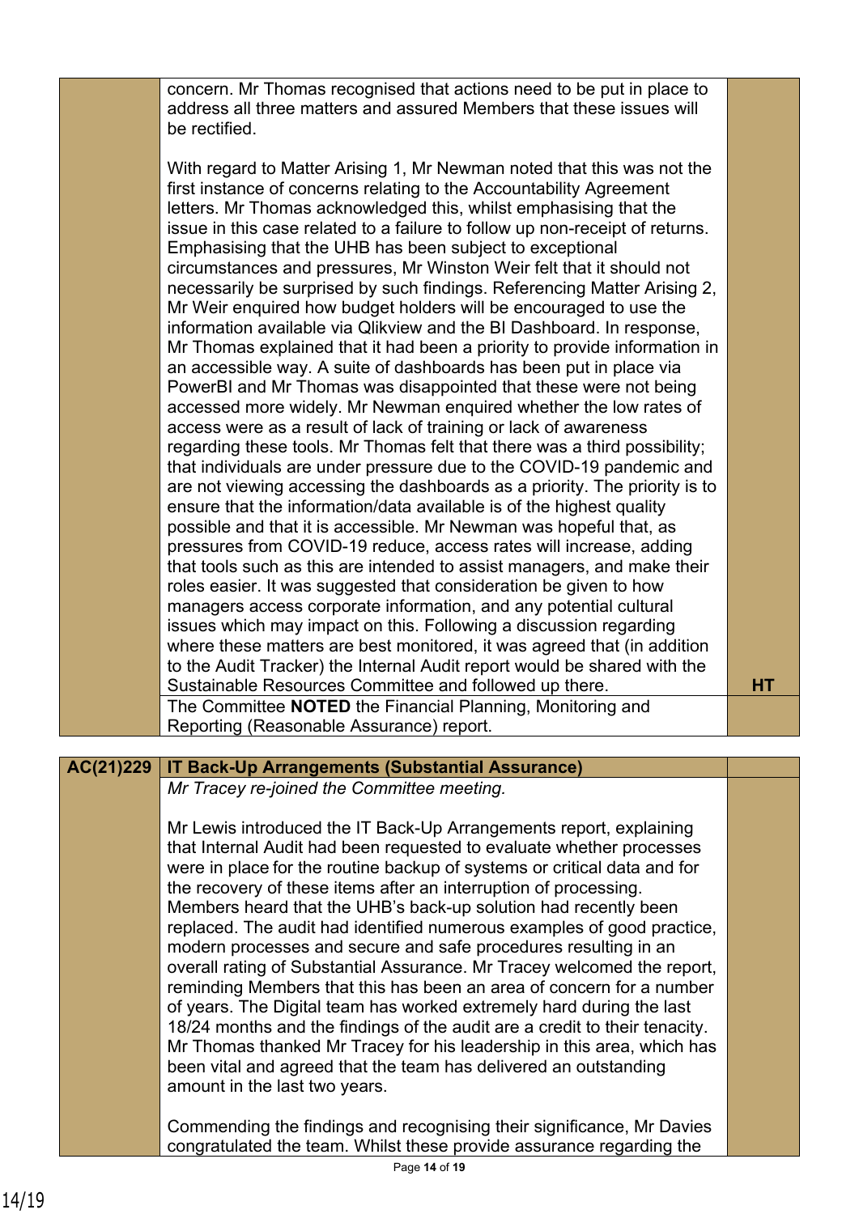| | | |
|---|---|---|
| | concern. Mr Thomas recognised that actions need to be put in place to address all three matters and assured Members that these issues will be rectified.<br><br>With regard to Matter Arising 1, Mr Newman noted that this was not the first instance of concerns relating to the Accountability Agreement letters. Mr Thomas acknowledged this, whilst emphasising that the issue in this case related to a failure to follow up non-receipt of returns. Emphasising that the UHB has been subject to exceptional circumstances and pressures, Mr Winston Weir felt that it should not necessarily be surprised by such findings. Referencing Matter Arising 2, Mr Weir enquired how budget holders will be encouraged to use the information available via Qlikview and the BI Dashboard. In response, Mr Thomas explained that it had been a priority to provide information in an accessible way. A suite of dashboards has been put in place via PowerBI and Mr Thomas was disappointed that these were not being accessed more widely. Mr Newman enquired whether the low rates of access were as a result of lack of training or lack of awareness regarding these tools. Mr Thomas felt that there was a third possibility; that individuals are under pressure due to the COVID-19 pandemic and are not viewing accessing the dashboards as a priority. The priority is to ensure that the information/data available is of the highest quality possible and that it is accessible. Mr Newman was hopeful that, as pressures from COVID-19 reduce, access rates will increase, adding that tools such as this are intended to assist managers, and make their roles easier. It was suggested that consideration be given to how managers access corporate information, and any potential cultural issues which may impact on this. Following a discussion regarding where these matters are best monitored, it was agreed that (in addition to the Audit Tracker) the Internal Audit report would be shared with the Sustainable Resources Committee and followed up there. | **HT** |
| | The Committee **NOTED** the Financial Planning, Monitoring and Reporting (Reasonable Assurance) report. | |

| | | |
|---|---|---|
| **AC(21)229** | **IT Back-Up Arrangements (Substantial Assurance)** | |
| | *Mr Tracey re-joined the Committee meeting.*<br><br>Mr Lewis introduced the IT Back-Up Arrangements report, explaining that Internal Audit had been requested to evaluate whether processes were in place for the routine backup of systems or critical data and for the recovery of these items after an interruption of processing. Members heard that the UHB's back-up solution had recently been replaced. The audit had identified numerous examples of good practice, modern processes and secure and safe procedures resulting in an overall rating of Substantial Assurance. Mr Tracey welcomed the report, reminding Members that this has been an area of concern for a number of years. The Digital team has worked extremely hard during the last 18/24 months and the findings of the audit are a credit to their tenacity. Mr Thomas thanked Mr Tracey for his leadership in this area, which has been vital and agreed that the team has delivered an outstanding amount in the last two years.<br><br>Commending the findings and recognising their significance, Mr Davies congratulated the team. Whilst these provide assurance regarding the | |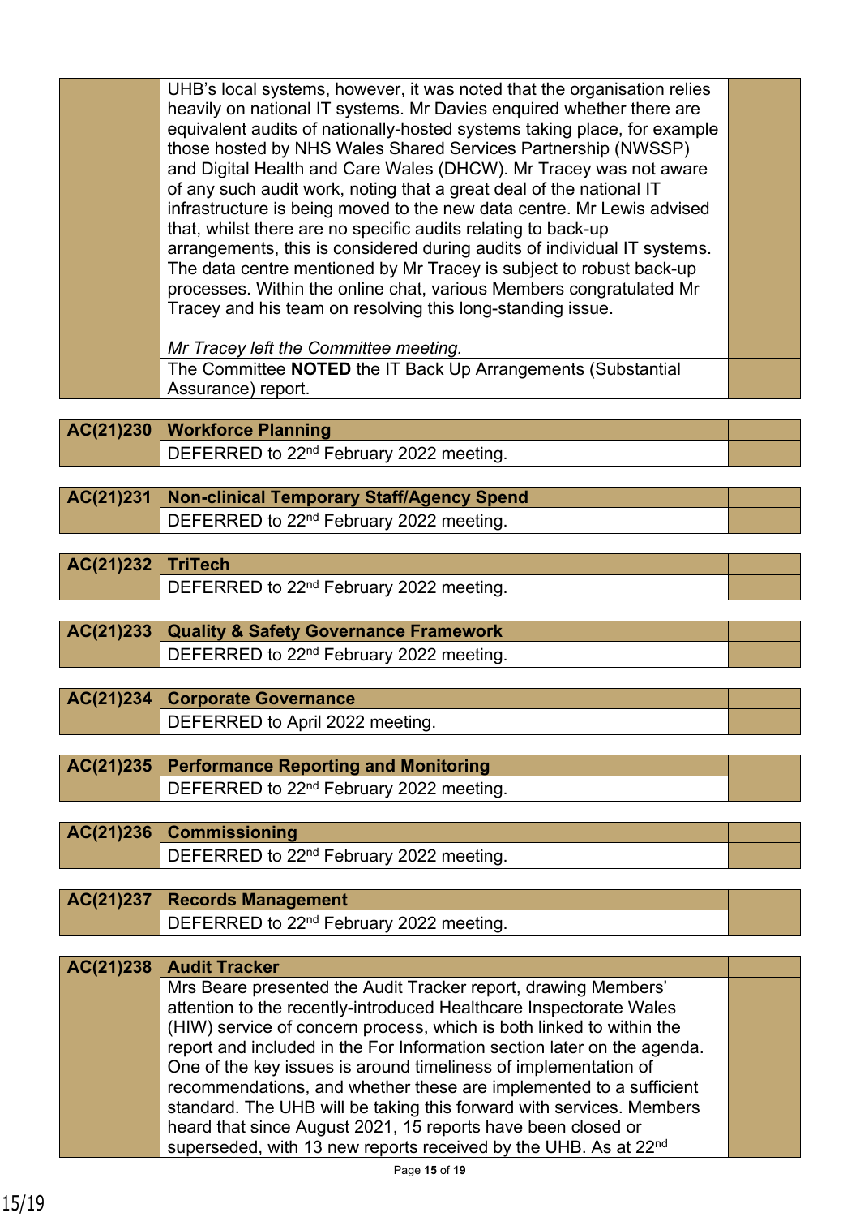| | | |
|---|---|---|
| | UHB's local systems, however, it was noted that the organisation relies heavily on national IT systems. Mr Davies enquired whether there are equivalent audits of nationally-hosted systems taking place, for example those hosted by NHS Wales Shared Services Partnership (NWSSP) and Digital Health and Care Wales (DHCW). Mr Tracey was not aware of any such audit work, noting that a great deal of the national IT infrastructure is being moved to the new data centre. Mr Lewis advised that, whilst there are no specific audits relating to back-up arrangements, this is considered during audits of individual IT systems. The data centre mentioned by Mr Tracey is subject to robust back-up processes. Within the online chat, various Members congratulated Mr Tracey and his team on resolving this long-standing issue.<br><br>*Mr Tracey left the Committee meeting.* | |
| | The Committee **NOTED** the IT Back Up Arrangements (Substantial Assurance) report. | |

| | | |
|---|---|---|
| **AC(21)230** | **Workforce Planning** | |
| | DEFERRED to 22nd February 2022 meeting. | |

| | | |
|---|---|---|
| **AC(21)231** | **Non-clinical Temporary Staff/Agency Spend** | |
| | DEFERRED to 22nd February 2022 meeting. | |

| | | |
|---|---|---|
| **AC(21)232** | **TriTech** | |
| | DEFERRED to 22nd February 2022 meeting. | |

| | | |
|---|---|---|
| **AC(21)233** | **Quality & Safety Governance Framework** | |
| | DEFERRED to 22nd February 2022 meeting. | |

| | | |
|---|---|---|
| **AC(21)234** | **Corporate Governance** | |
| | DEFERRED to April 2022 meeting. | |

| | | |
|---|---|---|
| **AC(21)235** | **Performance Reporting and Monitoring** | |
| | DEFERRED to 22nd February 2022 meeting. | |

| | | |
|---|---|---|
| **AC(21)236** | **Commissioning** | |
| | DEFERRED to 22nd February 2022 meeting. | |

| | | |
|---|---|---|
| **AC(21)237** | **Records Management** | |
| | DEFERRED to 22nd February 2022 meeting. | |

| | | |
|---|---|---|
| **AC(21)238** | **Audit Tracker** | |
| | Mrs Beare presented the Audit Tracker report, drawing Members' attention to the recently-introduced Healthcare Inspectorate Wales (HIW) service of concern process, which is both linked to within the report and included in the For Information section later on the agenda. One of the key issues is around timeliness of implementation of recommendations, and whether these are implemented to a sufficient standard. The UHB will be taking this forward with services. Members heard that since August 2021, 15 reports have been closed or superseded, with 13 new reports received by the UHB. As at 22nd | |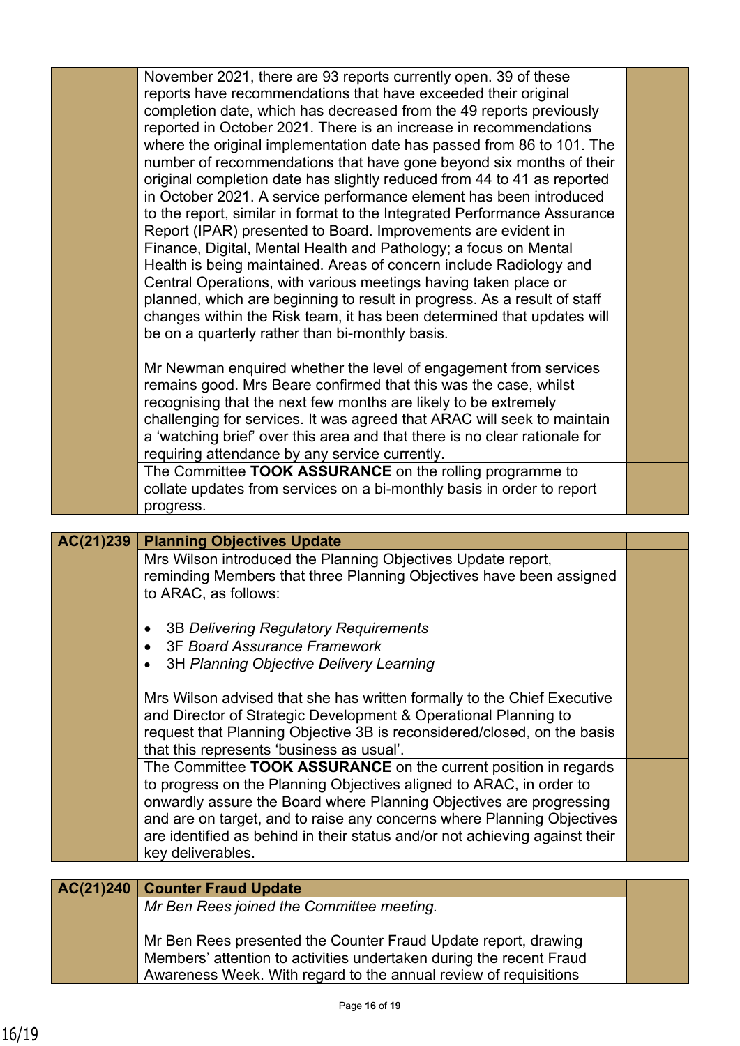| | | |
|---|---|---|
| | November 2021, there are 93 reports currently open. 39 of these reports have recommendations that have exceeded their original completion date, which has decreased from the 49 reports previously reported in October 2021. There is an increase in recommendations where the original implementation date has passed from 86 to 101. The number of recommendations that have gone beyond six months of their original completion date has slightly reduced from 44 to 41 as reported in October 2021. A service performance element has been introduced to the report, similar in format to the Integrated Performance Assurance Report (IPAR) presented to Board. Improvements are evident in Finance, Digital, Mental Health and Pathology; a focus on Mental Health is being maintained. Areas of concern include Radiology and Central Operations, with various meetings having taken place or planned, which are beginning to result in progress. As a result of staff changes within the Risk team, it has been determined that updates will be on a quarterly rather than bi-monthly basis.<br><br>Mr Newman enquired whether the level of engagement from services remains good. Mrs Beare confirmed that this was the case, whilst recognising that the next few months are likely to be extremely challenging for services. It was agreed that ARAC will seek to maintain a 'watching brief' over this area and that there is no clear rationale for requiring attendance by any service currently. | |
| | The Committee **TOOK ASSURANCE** on the rolling programme to collate updates from services on a bi-monthly basis in order to report progress. | |

| | | |
|---|---|---|
| **AC(21)239** | **Planning Objectives Update** | |
| | Mrs Wilson introduced the Planning Objectives Update report, reminding Members that three Planning Objectives have been assigned to ARAC, as follows:<br><br>• 3B *Delivering Regulatory Requirements*<br>• 3F *Board Assurance Framework*<br>• 3H *Planning Objective Delivery Learning*<br><br>Mrs Wilson advised that she has written formally to the Chief Executive and Director of Strategic Development & Operational Planning to request that Planning Objective 3B is reconsidered/closed, on the basis that this represents 'business as usual'. | |
| | The Committee **TOOK ASSURANCE** on the current position in regards to progress on the Planning Objectives aligned to ARAC, in order to onwardly assure the Board where Planning Objectives are progressing and are on target, and to raise any concerns where Planning Objectives are identified as behind in their status and/or not achieving against their key deliverables. | |

| | | |
|---|---|---|
| **AC(21)240** | **Counter Fraud Update** | |
| | *Mr Ben Rees joined the Committee meeting.*<br><br>Mr Ben Rees presented the Counter Fraud Update report, drawing Members' attention to activities undertaken during the recent Fraud Awareness Week. With regard to the annual review of requisitions | |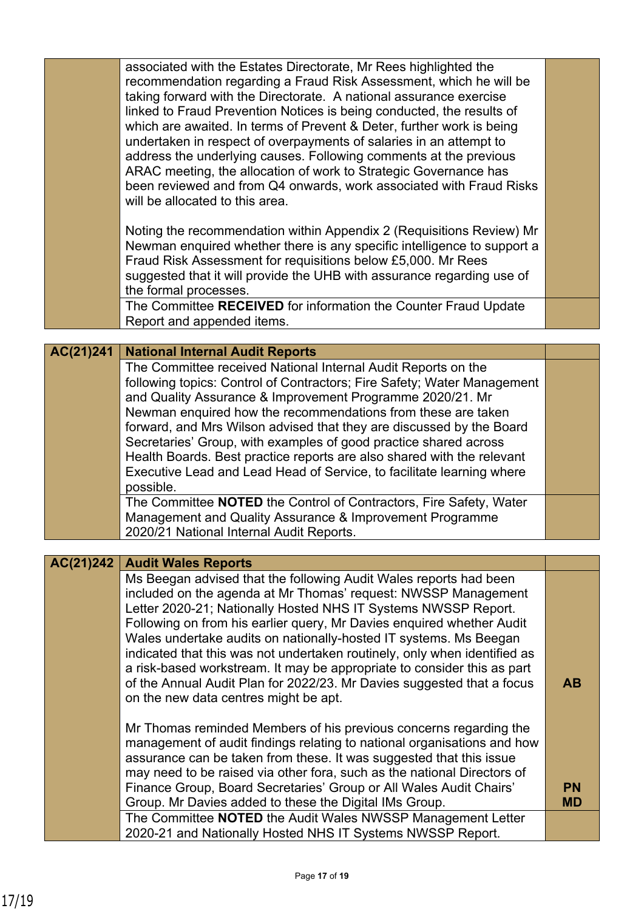| | | |
|---|---|---|
| | associated with the Estates Directorate, Mr Rees highlighted the recommendation regarding a Fraud Risk Assessment, which he will be taking forward with the Directorate. A national assurance exercise linked to Fraud Prevention Notices is being conducted, the results of which are awaited. In terms of Prevent & Deter, further work is being undertaken in respect of overpayments of salaries in an attempt to address the underlying causes. Following comments at the previous ARAC meeting, the allocation of work to Strategic Governance has been reviewed and from Q4 onwards, work associated with Fraud Risks will be allocated to this area.<br><br>Noting the recommendation within Appendix 2 (Requisitions Review) Mr Newman enquired whether there is any specific intelligence to support a Fraud Risk Assessment for requisitions below £5,000. Mr Rees suggested that it will provide the UHB with assurance regarding use of the formal processes. | |
| | The Committee **RECEIVED** for information the Counter Fraud Update Report and appended items. | |

| | | |
|---|---|---|
| **AC(21)241** | **National Internal Audit Reports** | |
| | The Committee received National Internal Audit Reports on the following topics: Control of Contractors; Fire Safety; Water Management and Quality Assurance & Improvement Programme 2020/21. Mr Newman enquired how the recommendations from these are taken forward, and Mrs Wilson advised that they are discussed by the Board Secretaries' Group, with examples of good practice shared across Health Boards. Best practice reports are also shared with the relevant Executive Lead and Lead Head of Service, to facilitate learning where possible. | |
| | The Committee **NOTED** the Control of Contractors, Fire Safety, Water Management and Quality Assurance & Improvement Programme 2020/21 National Internal Audit Reports. | |

| | | |
|---|---|---|
| **AC(21)242** | **Audit Wales Reports** | |
| | Ms Beegan advised that the following Audit Wales reports had been included on the agenda at Mr Thomas' request: NWSSP Management Letter 2020-21; Nationally Hosted NHS IT Systems NWSSP Report. Following on from his earlier query, Mr Davies enquired whether Audit Wales undertake audits on nationally-hosted IT systems. Ms Beegan indicated that this was not undertaken routinely, only when identified as a risk-based workstream. It may be appropriate to consider this as part of the Annual Audit Plan for 2022/23. Mr Davies suggested that a focus on the new data centres might be apt.<br><br>Mr Thomas reminded Members of his previous concerns regarding the management of audit findings relating to national organisations and how assurance can be taken from these. It was suggested that this issue may need to be raised via other fora, such as the national Directors of Finance Group, Board Secretaries' Group or All Wales Audit Chairs' Group. Mr Davies added to these the Digital IMs Group. | **AB**<br><br>**PN**<br>**MD** |
| | The Committee **NOTED** the Audit Wales NWSSP Management Letter 2020-21 and Nationally Hosted NHS IT Systems NWSSP Report. | |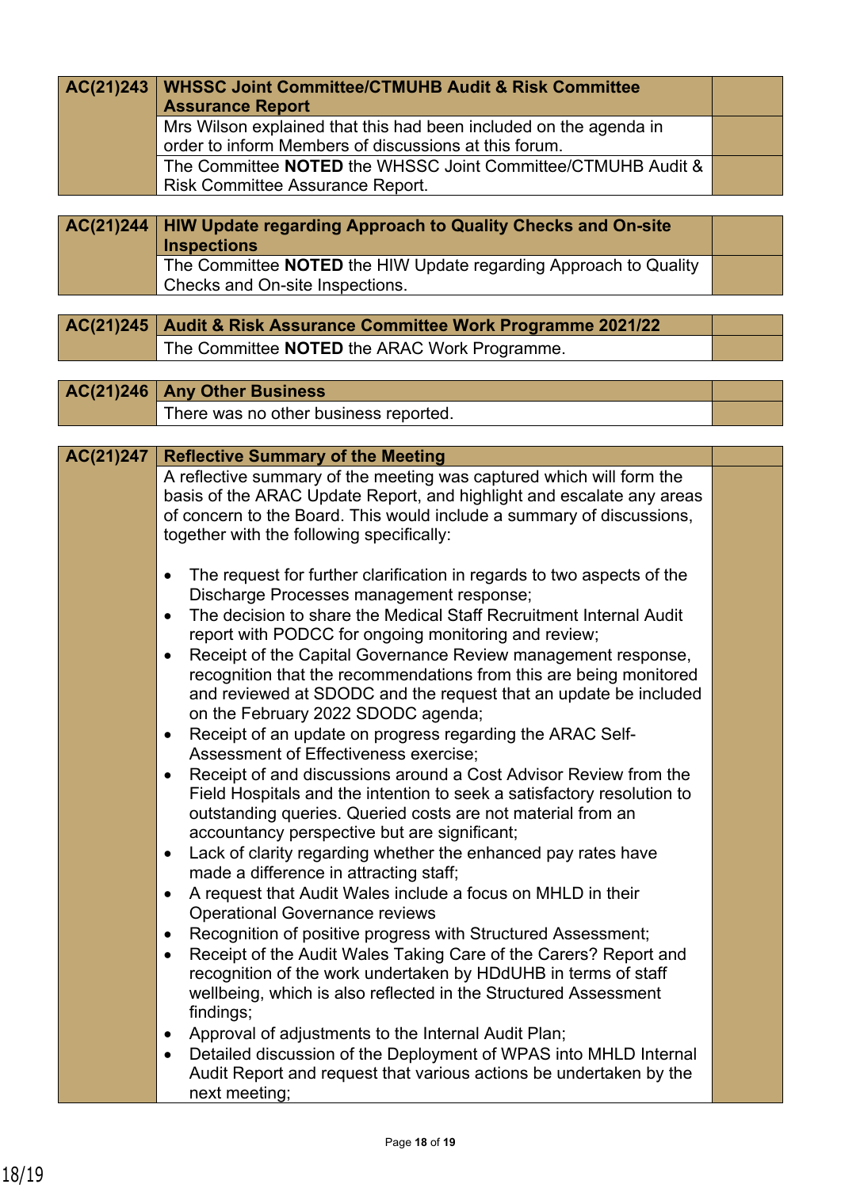| AC(21)243 | WHSSC Joint Committee/CTMUHB Audit & Risk Committee Assurance Report | |
|---|---|---|
| | Mrs Wilson explained that this had been included on the agenda in order to inform Members of discussions at this forum. | |
| | The Committee **NOTED** the WHSSC Joint Committee/CTMUHB Audit & Risk Committee Assurance Report. | |

| AC(21)244 | HIW Update regarding Approach to Quality Checks and On-site Inspections | |
|---|---|---|
| | The Committee **NOTED** the HIW Update regarding Approach to Quality Checks and On-site Inspections. | |

| AC(21)245 | Audit & Risk Assurance Committee Work Programme 2021/22 | |
|---|---|---|
| | The Committee **NOTED** the ARAC Work Programme. | |

| AC(21)246 | Any Other Business | |
|---|---|---|
| | There was no other business reported. | |

| AC(21)247 | Reflective Summary of the Meeting | |
|---|---|---|
| | A reflective summary of the meeting was captured which will form the basis of the ARAC Update Report, and highlight and escalate any areas of concern to the Board. This would include a summary of discussions, together with the following specifically:<br><br>• The request for further clarification in regards to two aspects of the Discharge Processes management response;<br>• The decision to share the Medical Staff Recruitment Internal Audit report with PODCC for ongoing monitoring and review;<br>• Receipt of the Capital Governance Review management response, recognition that the recommendations from this are being monitored and reviewed at SDODC and the request that an update be included on the February 2022 SDODC agenda;<br>• Receipt of an update on progress regarding the ARAC Self-Assessment of Effectiveness exercise;<br>• Receipt of and discussions around a Cost Advisor Review from the Field Hospitals and the intention to seek a satisfactory resolution to outstanding queries. Queried costs are not material from an accountancy perspective but are significant;<br>• Lack of clarity regarding whether the enhanced pay rates have made a difference in attracting staff;<br>• A request that Audit Wales include a focus on MHLD in their Operational Governance reviews<br>• Recognition of positive progress with Structured Assessment;<br>• Receipt of the Audit Wales Taking Care of the Carers? Report and recognition of the work undertaken by HDdUHB in terms of staff wellbeing, which is also reflected in the Structured Assessment findings;<br>• Approval of adjustments to the Internal Audit Plan;<br>• Detailed discussion of the Deployment of WPAS into MHLD Internal Audit Report and request that various actions be undertaken by the next meeting; | |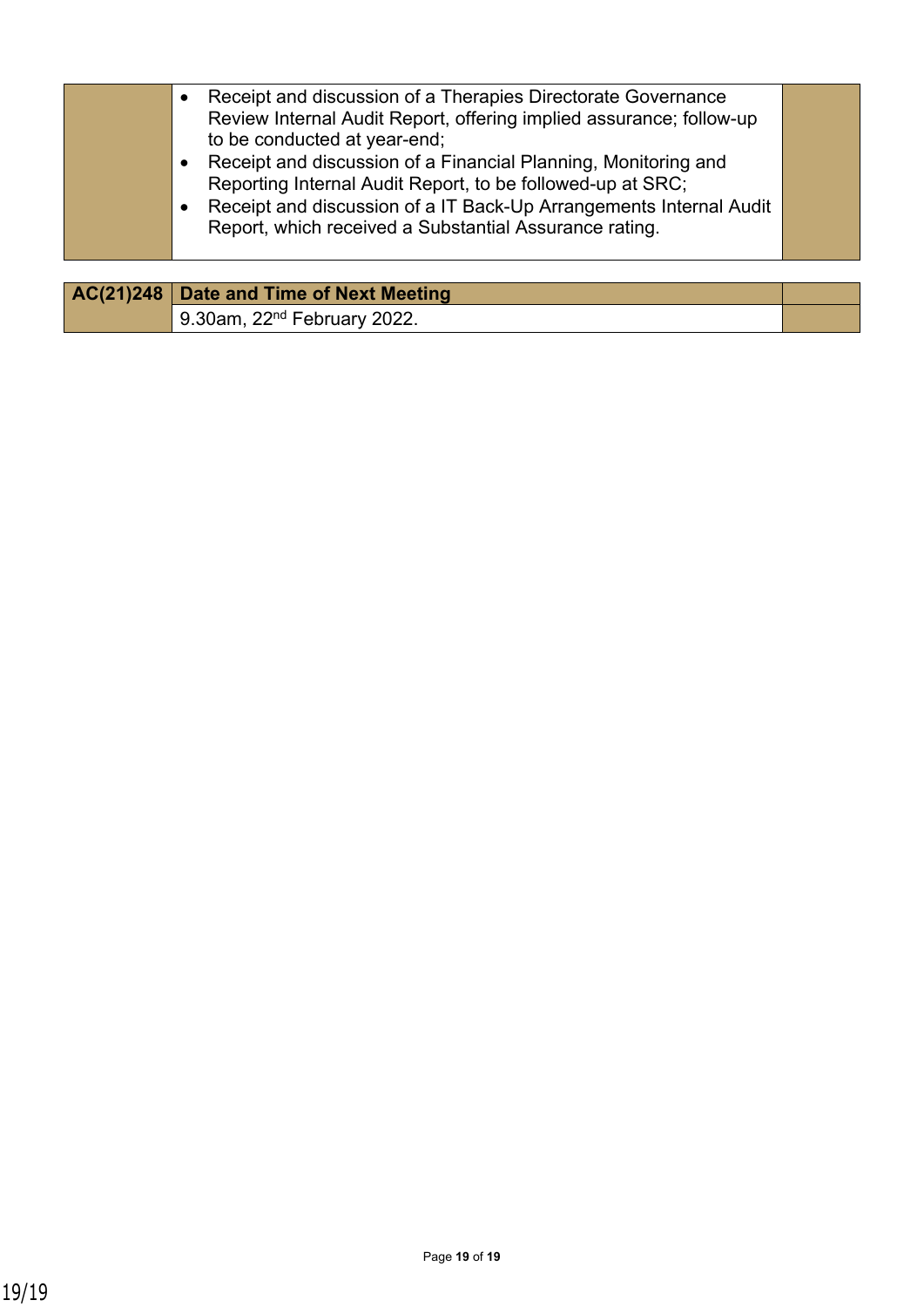| | | |
|---|---|---|
| | • Receipt and discussion of a Therapies Directorate Governance Review Internal Audit Report, offering implied assurance; follow-up to be conducted at year-end;<br>• Receipt and discussion of a Financial Planning, Monitoring and Reporting Internal Audit Report, to be followed-up at SRC;<br>• Receipt and discussion of a IT Back-Up Arrangements Internal Audit Report, which received a Substantial Assurance rating. | |

| | | |
|---|---|---|
| **AC(21)248** | **Date and Time of Next Meeting** | |
| | 9.30am, 22nd February 2022. | |